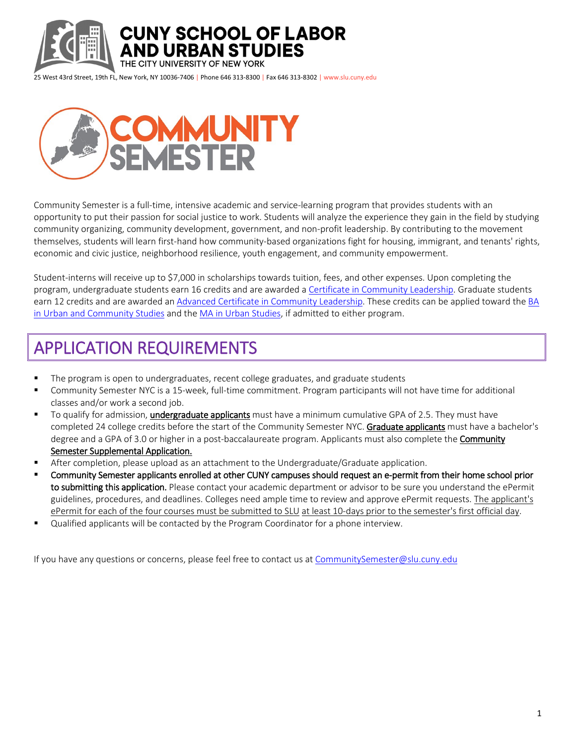# CUNY SCHOOL OF LABOR AND URBAN STUDIES

THE CITY UNIVERSITY OF NEW YORK

25 West 43rd Street, 19th FL, New York, NY 10036-7406 | Phone 646 313-8300 | Fax 646 313-8302 | www.slu.cuny.edu

# COMMUNITY SEMESTER

Community Semester is a full-time, intensive academic and service-learning program that provides students with an opportunity to put their passion for social justice to work. Students will analyze the experience they gain in the field by studying community organizing, community development, government, and non-profit leadership. By contributing to the movement themselves, students will learn first-hand how community-based organizations fight for housing, immigrant, and tenants' rights, economic and civic justice, neighborhood resilience, youth engagement, and community empowerment.

Student-interns will receive up to $7,000 in scholarships towards tuition, fees, and other expenses. Upon completing the program, undergraduate students earn 16 credits and are awarded a Certificate in Community Leadership. Graduate students earn 12 credits and are awarded an Advanced Certificate in Community Leadership. These credits can be applied toward the BA in Urban and Community Studies and the MA in Urban Studies, if admitted to either program.

## APPLICATION REQUIREMENTS

- The program is open to undergraduates, recent college graduates, and graduate students
- Community Semester NYC is a 15-week, full-time commitment. Program participants will not have time for additional classes and/or work a second job.
- To qualify for admission, **undergraduate applicants** must have a minimum cumulative GPA of 2.5. They must have completed 24 college credits before the start of the Community Semester NYC. **Graduate applicants** must have a bachelor's degree and a GPA of 3.0 or higher in a post-baccalaureate program. Applicants must also complete the **Community Semester Supplemental Application.**
- After completion, please upload as an attachment to the Undergraduate/Graduate application.
- **Community Semester applicants enrolled at other CUNY campuses should request an e-permit from their home school prior to submitting this application.** Please contact your academic department or advisor to be sure you understand the ePermit guidelines, procedures, and deadlines. Colleges need ample time to review and approve ePermit requests. The applicant's ePermit for each of the four courses must be submitted to SLU at least 10-days prior to the semester's first official day.
- Qualified applicants will be contacted by the Program Coordinator for a phone interview.

If you have any questions or concerns, please feel free to contact us at CommunitySemester@slu.cuny.edu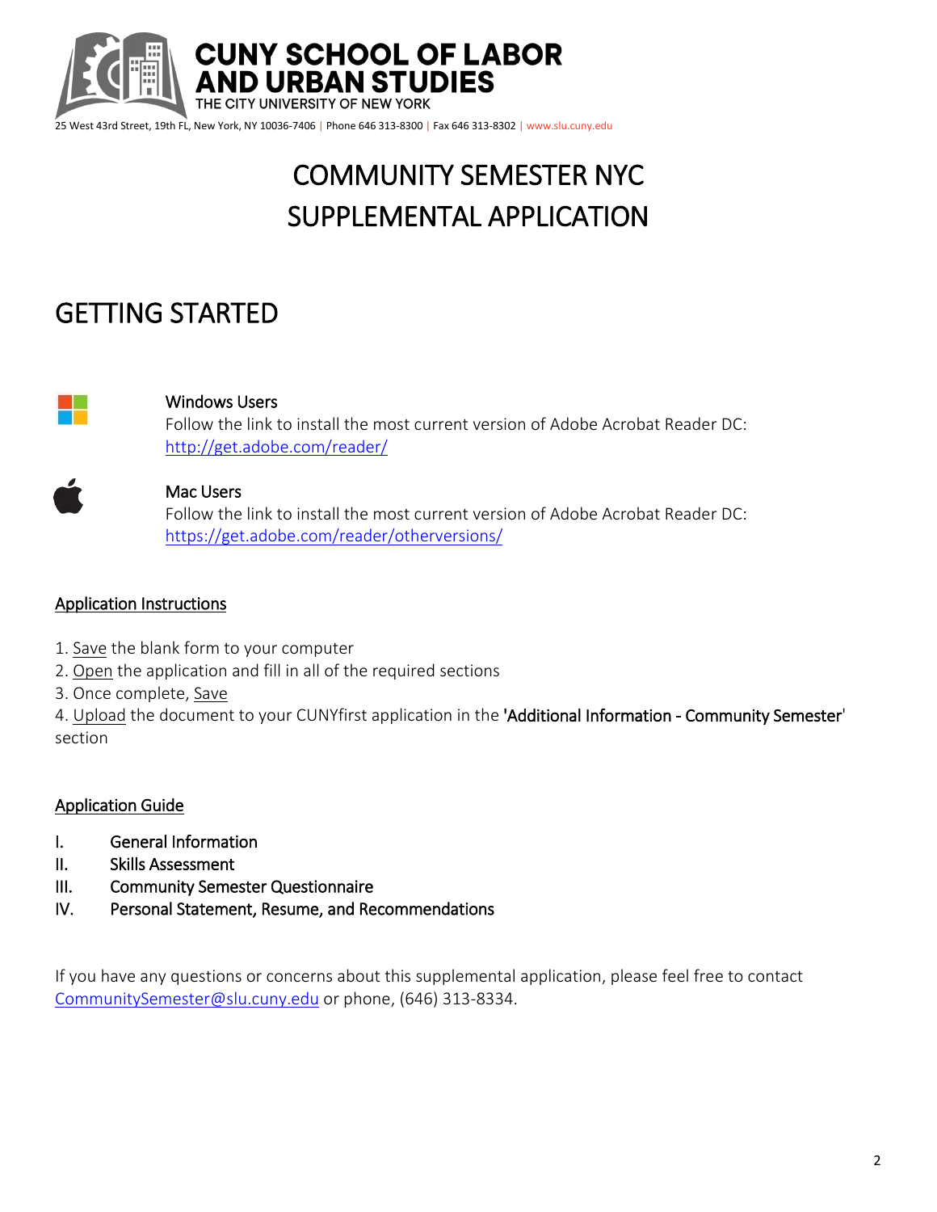**CUNY SCHOOL OF LABOR AND URBAN STUDIES**
THE CITY UNIVERSITY OF NEW YORK

25 West 43rd Street, 19th FL, New York, NY 10036-7406 | Phone 646 313-8300 | Fax 646 313-8302 | www.slu.cuny.edu

# COMMUNITY SEMESTER NYC
# SUPPLEMENTAL APPLICATION

## GETTING STARTED

**Windows Users**
Follow the link to install the most current version of Adobe Acrobat Reader DC:
http://get.adobe.com/reader/

**Mac Users**
Follow the link to install the most current version of Adobe Acrobat Reader DC:
https://get.adobe.com/reader/otherversions/

### Application Instructions

1. Save the blank form to your computer
2. Open the application and fill in all of the required sections
3. Once complete, Save
4. Upload the document to your CUNYfirst application in the **'Additional Information - Community Semester'** section

### Application Guide

I. General Information
II. Skills Assessment
III. Community Semester Questionnaire
IV. Personal Statement, Resume, and Recommendations

If you have any questions or concerns about this supplemental application, please feel free to contact CommunitySemester@slu.cuny.edu or phone, (646) 313-8334.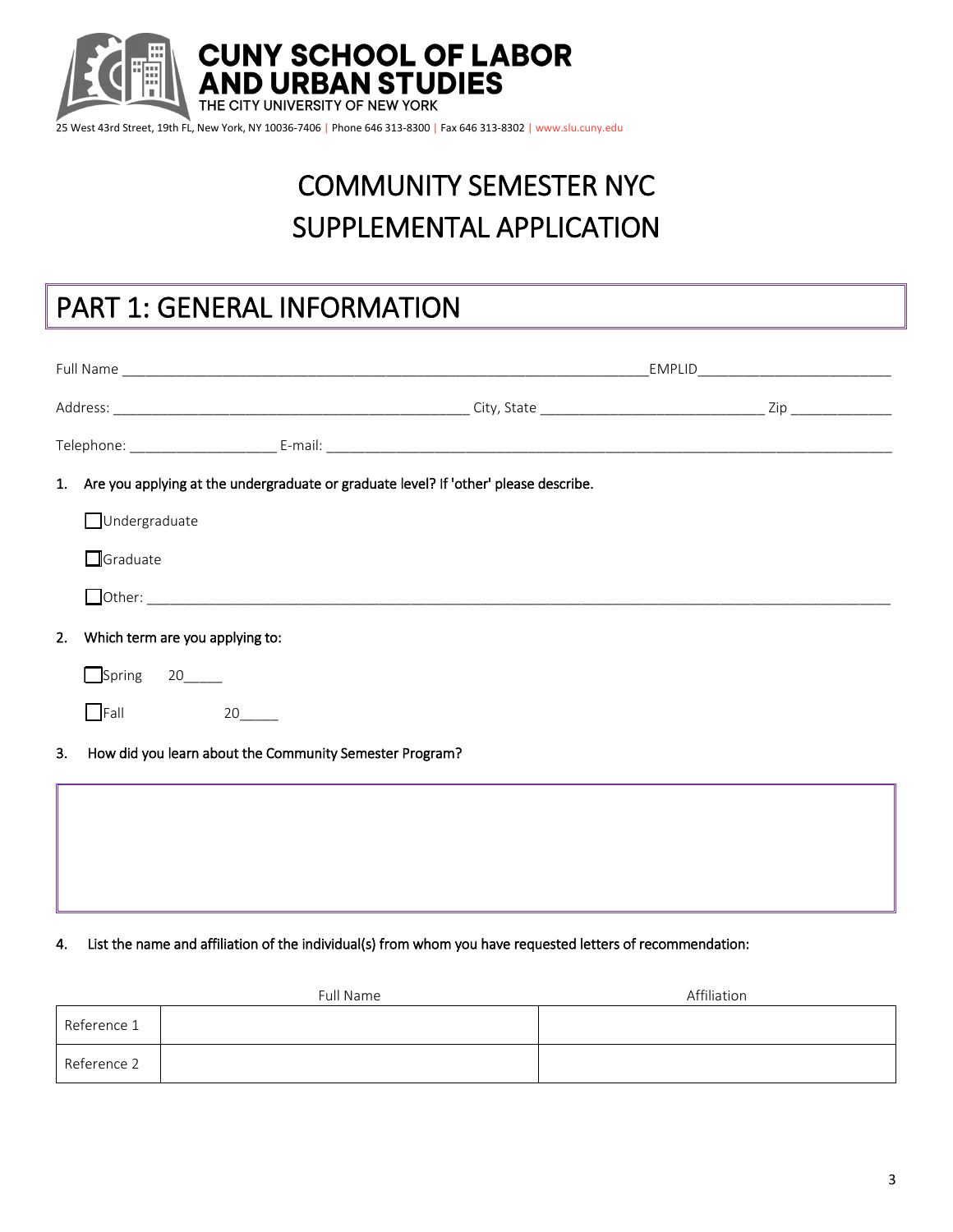# CUNY SCHOOL OF LABOR AND URBAN STUDIES

THE CITY UNIVERSITY OF NEW YORK

25 West 43rd Street, 19th FL, New York, NY 10036-7406 | Phone 646 313-8300 | Fax 646 313-8302 | www.slu.cuny.edu

# COMMUNITY SEMESTER NYC
# SUPPLEMENTAL APPLICATION

## PART 1: GENERAL INFORMATION

Full Name ______________________________________________________________EMPLID________________________

Address: _____________________________________________ City, State ____________________________ Zip _____________

Telephone: __________________ E-mail: ________________________________________________________________________

1. Are you applying at the undergraduate or graduate level? If 'other' please describe.

   ☐ Undergraduate

   ☐ Graduate

   ☐ Other: ____________________________________________________________________________________________

2. Which term are you applying to:

   ☐ Spring 20_____

   ☐ Fall 20_____

3. How did you learn about the Community Semester Program?

4. List the name and affiliation of the individual(s) from whom you have requested letters of recommendation:

| | Full Name | Affiliation |
|---|---|---|
| Reference 1 | | |
| Reference 2 | | |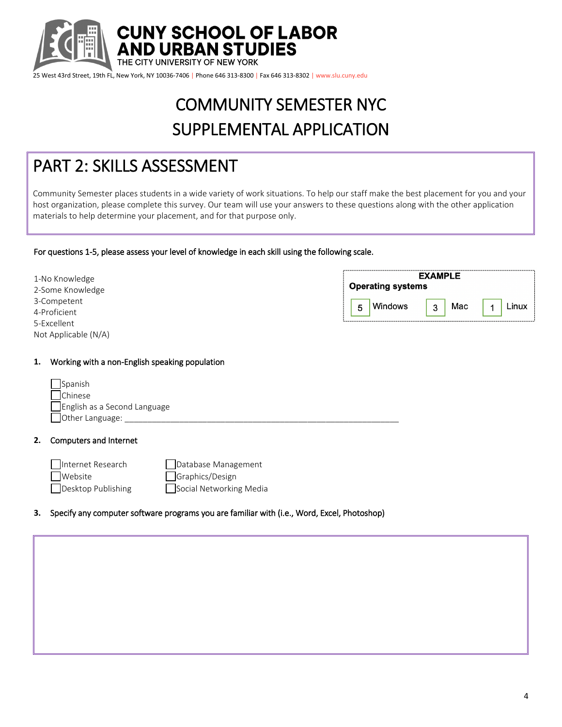**CUNY SCHOOL OF LABOR AND URBAN STUDIES**
THE CITY UNIVERSITY OF NEW YORK

25 West 43rd Street, 19th FL, New York, NY 10036-7406 | Phone 646 313-8300 | Fax 646 313-8302 | www.slu.cuny.edu

# COMMUNITY SEMESTER NYC
# SUPPLEMENTAL APPLICATION

## PART 2: SKILLS ASSESSMENT

Community Semester places students in a wide variety of work situations. To help our staff make the best placement for you and your host organization, please complete this survey. Our team will use your answers to these questions along with the other application materials to help determine your placement, and for that purpose only.

For questions 1-5, please assess your level of knowledge in each skill using the following scale.

1-No Knowledge
2-Some Knowledge
3-Competent
4-Proficient
5-Excellent
Not Applicable (N/A)

**EXAMPLE**
**Operating systems**

| 5 | Windows | 3 | Mac | 1 | Linux |
|---|---|---|---|---|---|

**1. Working with a non-English speaking population**

- [ ] Spanish
- [ ] Chinese
- [ ] English as a Second Language
- [ ] Other Language: ___________________________________________________________

**2. Computers and Internet**

- [ ] Internet Research
- [ ] Website
- [ ] Desktop Publishing
- [ ] Database Management
- [ ] Graphics/Design
- [ ] Social Networking Media

**3. Specify any computer software programs you are familiar with (i.e., Word, Excel, Photoshop)**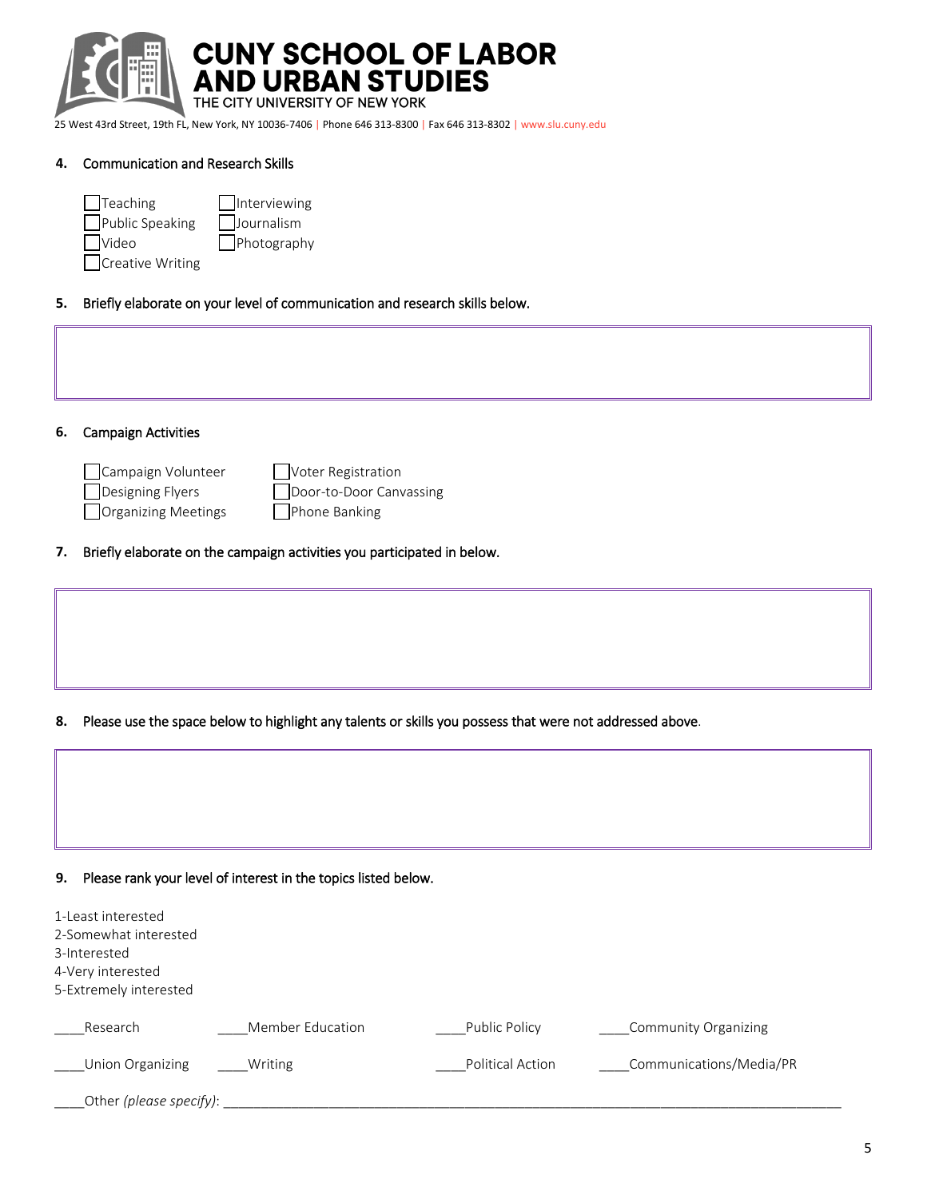4. Communication and Research Skills

- [ ] Teaching
- [ ] Public Speaking
- [ ] Video
- [ ] Creative Writing
- [ ] Interviewing
- [ ] Journalism
- [ ] Photography

5. Briefly elaborate on your level of communication and research skills below.

6. Campaign Activities

- [ ] Campaign Volunteer
- [ ] Designing Flyers
- [ ] Organizing Meetings
- [ ] Voter Registration
- [ ] Door-to-Door Canvassing
- [ ] Phone Banking

7. Briefly elaborate on the campaign activities you participated in below.

8. Please use the space below to highlight any talents or skills you possess that were not addressed above.

9. Please rank your level of interest in the topics listed below.

1-Least interested
2-Somewhat interested
3-Interested
4-Very interested
5-Extremely interested

____Research ____Member Education ____Public Policy ____Community Organizing

____Union Organizing ____Writing ____Political Action ____Communications/Media/PR

____Other *(please specify)*: ______________________________________________________________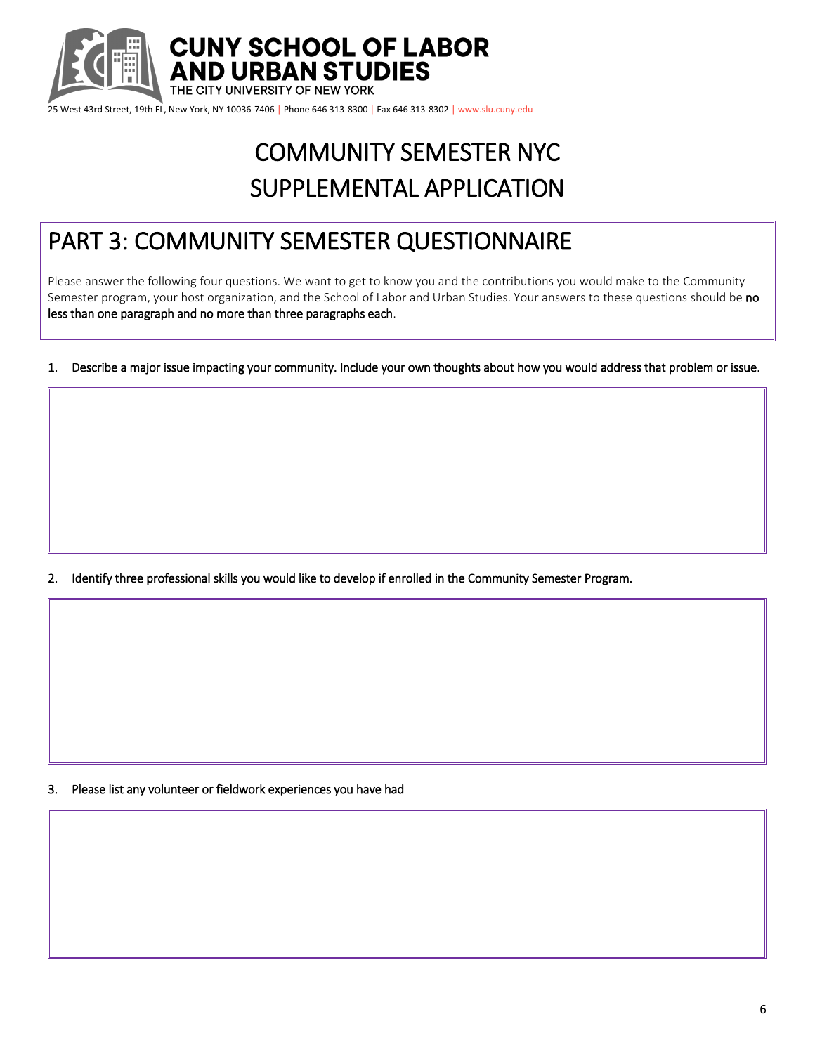CUNY SCHOOL OF LABOR AND URBAN STUDIES
THE CITY UNIVERSITY OF NEW YORK

25 West 43rd Street, 19th FL, New York, NY 10036-7406 | Phone 646 313-8300 | Fax 646 313-8302 | www.slu.cuny.edu

# COMMUNITY SEMESTER NYC
# SUPPLEMENTAL APPLICATION

## PART 3: COMMUNITY SEMESTER QUESTIONNAIRE

Please answer the following four questions. We want to get to know you and the contributions you would make to the Community Semester program, your host organization, and the School of Labor and Urban Studies. Your answers to these questions should be **no less than one paragraph and no more than three paragraphs each**.

1. **Describe a major issue impacting your community. Include your own thoughts about how you would address that problem or issue.**

2. **Identify three professional skills you would like to develop if enrolled in the Community Semester Program.**

3. **Please list any volunteer or fieldwork experiences you have had**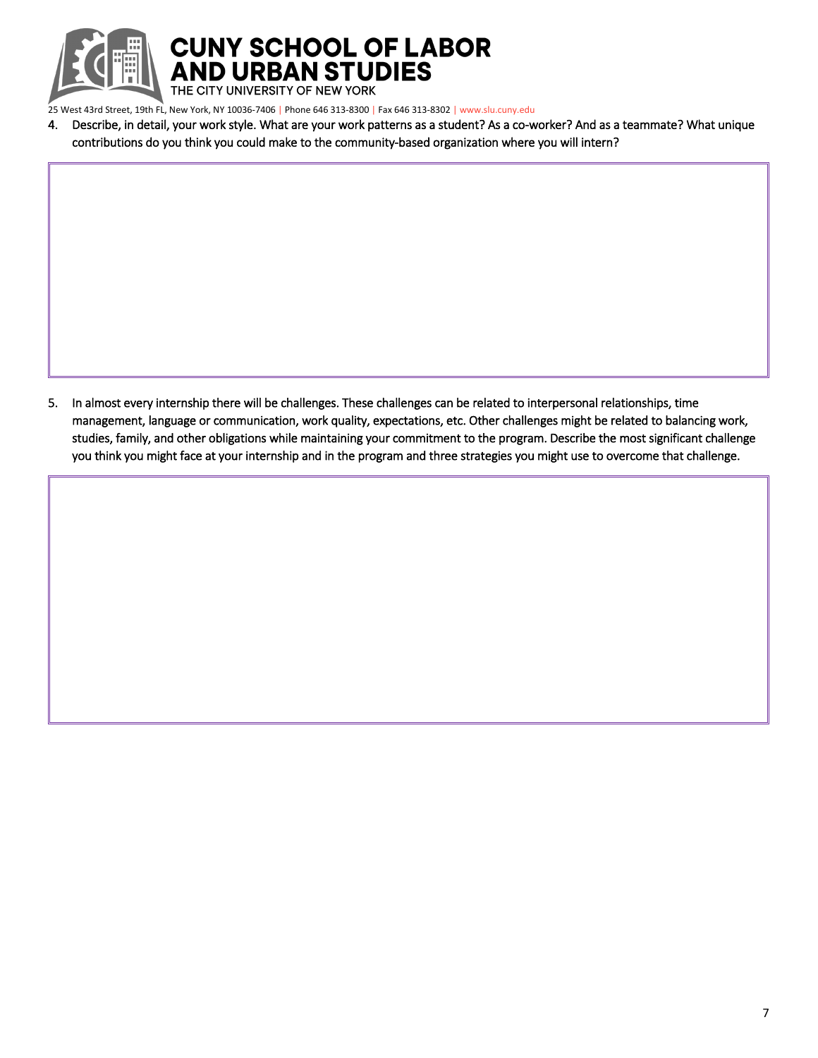4. Describe, in detail, your work style. What are your work patterns as a student? As a co-worker? And as a teammate? What unique contributions do you think you could make to the community-based organization where you will intern?

5. In almost every internship there will be challenges. These challenges can be related to interpersonal relationships, time management, language or communication, work quality, expectations, etc. Other challenges might be related to balancing work, studies, family, and other obligations while maintaining your commitment to the program. Describe the most significant challenge you think you might face at your internship and in the program and three strategies you might use to overcome that challenge.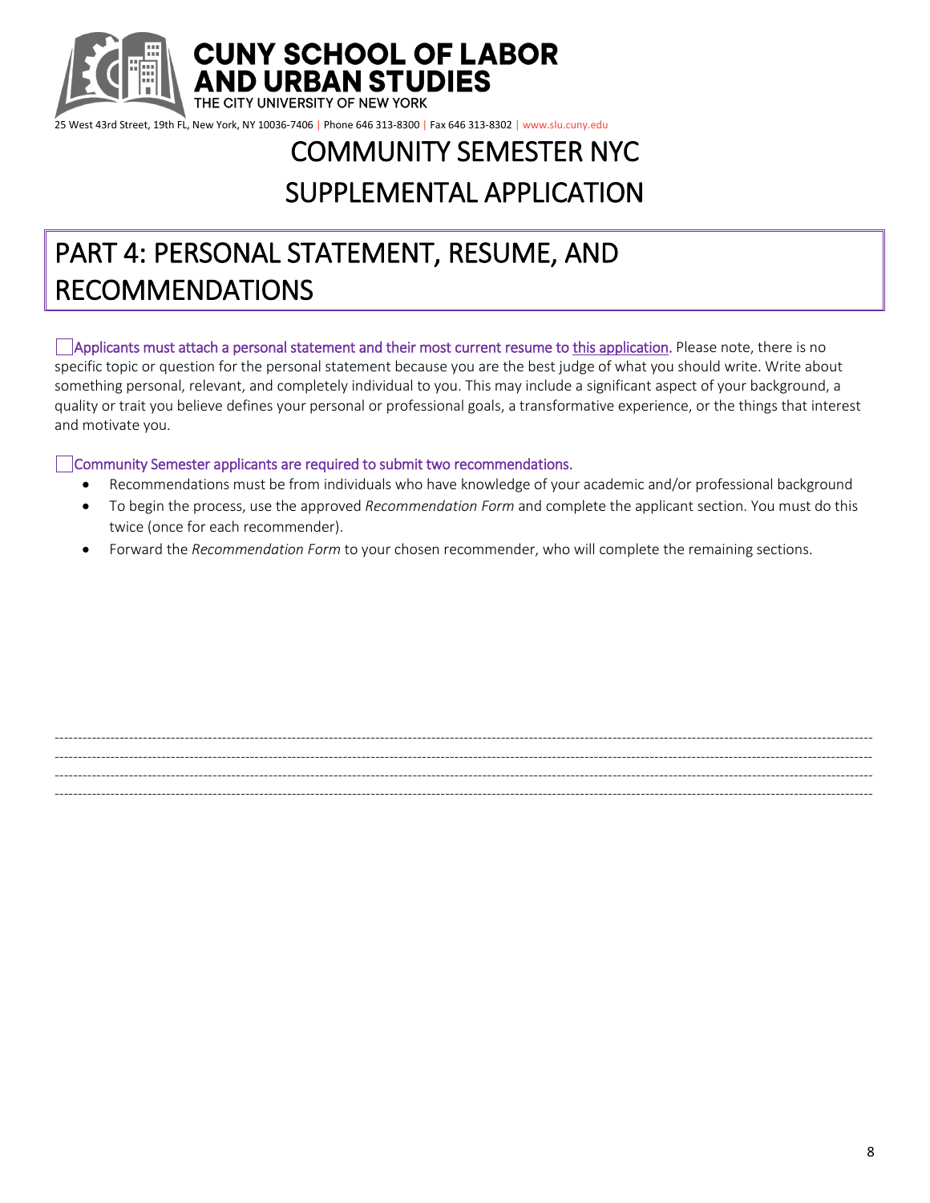**CUNY SCHOOL OF LABOR AND URBAN STUDIES**
THE CITY UNIVERSITY OF NEW YORK

25 West 43rd Street, 19th FL, New York, NY 10036-7406 | Phone 646 313-8300 | Fax 646 313-8302 | www.slu.cuny.edu

# COMMUNITY SEMESTER NYC
# SUPPLEMENTAL APPLICATION

## PART 4: PERSONAL STATEMENT, RESUME, AND RECOMMENDATIONS

☐ Applicants must attach a personal statement and their most current resume to this application. Please note, there is no specific topic or question for the personal statement because you are the best judge of what you should write. Write about something personal, relevant, and completely individual to you. This may include a significant aspect of your background, a quality or trait you believe defines your personal or professional goals, a transformative experience, or the things that interest and motivate you.

☐ Community Semester applicants are required to submit two recommendations.

- Recommendations must be from individuals who have knowledge of your academic and/or professional background
- To begin the process, use the approved *Recommendation Form* and complete the applicant section. You must do this twice (once for each recommender).
- Forward the *Recommendation Form* to your chosen recommender, who will complete the remaining sections.